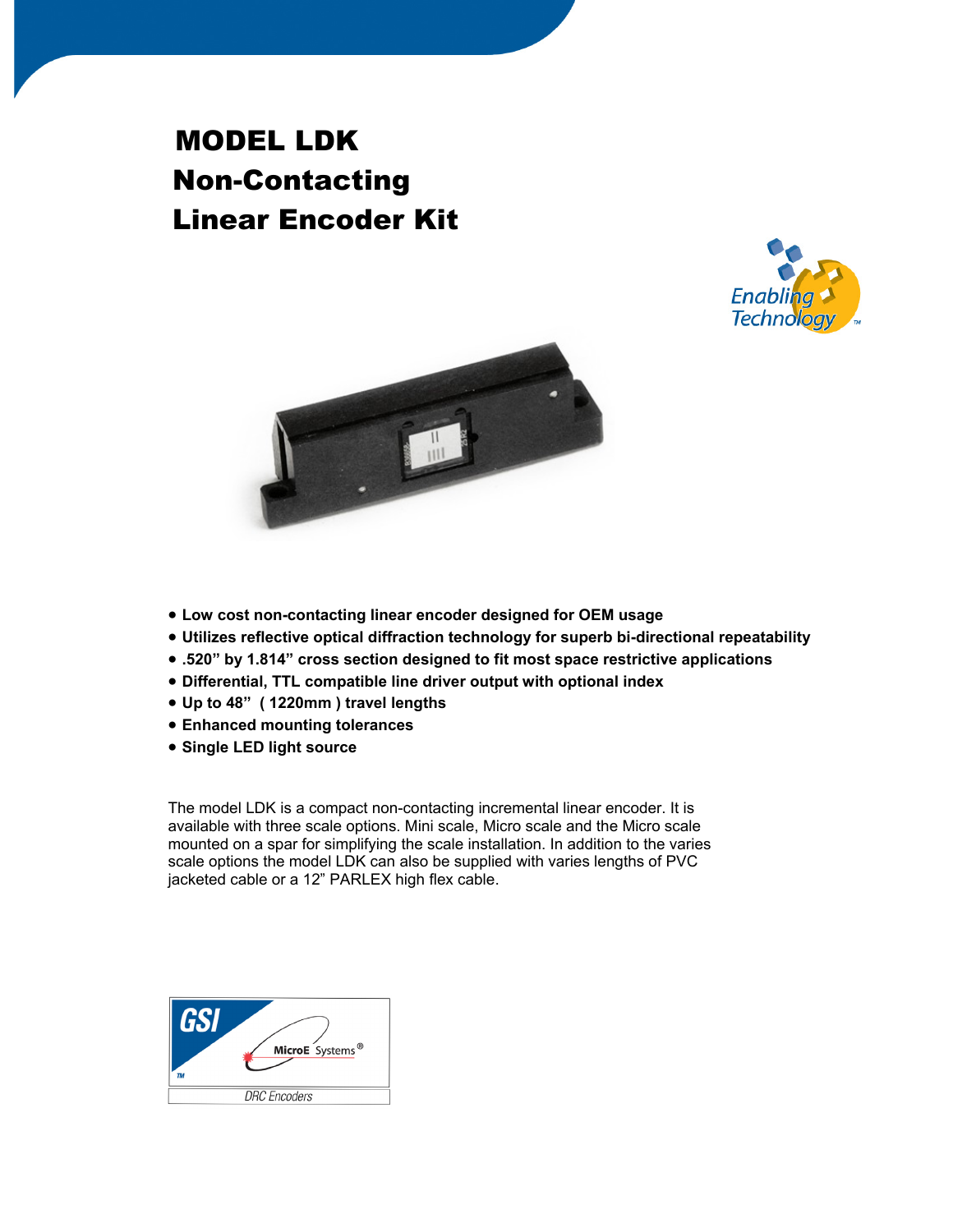# MODEL LDK
# Non-Contacting
# Linear Encoder Kit

- **Low cost non-contacting linear encoder designed for OEM usage**
- **Utilizes reflective optical diffraction technology for superb bi-directional repeatability**
- **.520” by 1.814” cross section designed to fit most space restrictive applications**
- **Differential, TTL compatible line driver output with optional index**
- **Up to 48” ( 1220mm ) travel lengths**
- **Enhanced mounting tolerances**
- **Single LED light source**

The model LDK is a compact non-contacting incremental linear encoder. It is available with three scale options. Mini scale, Micro scale and the Micro scale mounted on a spar for simplifying the scale installation. In addition to the varies scale options the model LDK can also be supplied with varies lengths of PVC jacketed cable or a 12” PARLEX high flex cable.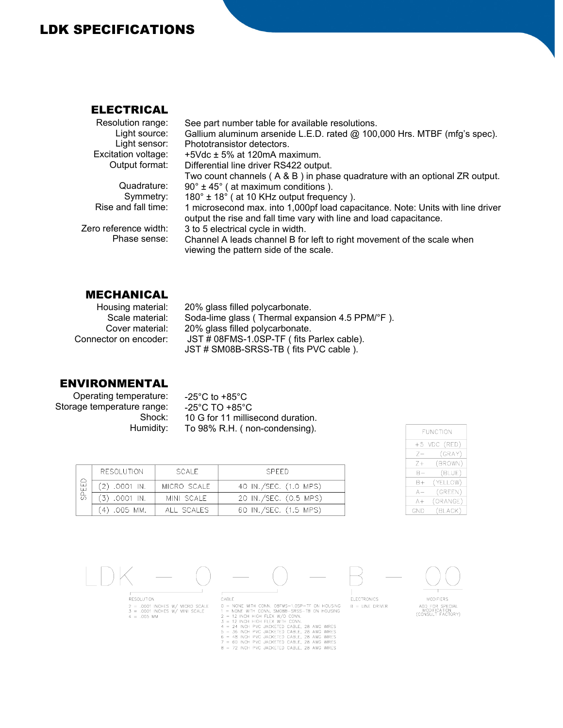# LDK SPECIFICATIONS

## ELECTRICAL

| | |
|---|---|
| Resolution range: | See part number table for available resolutions. |
| Light source: | Gallium aluminum arsenide L.E.D. rated @ 100,000 Hrs. MTBF (mfg's spec). |
| Light sensor: | Phototransistor detectors. |
| Excitation voltage: | +5Vdc ± 5% at 120mA maximum. |
| Output format: | Differential line driver RS422 output. Two count channels ( A & B ) in phase quadrature with an optional ZR output. |
| Quadrature: | 90° ± 45° ( at maximum conditions ). |
| Symmetry: | 180° ± 18° ( at 10 KHz output frequency ). |
| Rise and fall time: | 1 microsecond max. into 1,000pf load capacitance. Note: Units with line driver output the rise and fall time vary with line and load capacitance. |
| Zero reference width: | 3 to 5 electrical cycle in width. |
| Phase sense: | Channel A leads channel B for left to right movement of the scale when viewing the pattern side of the scale. |

## MECHANICAL

| | |
|---|---|
| Housing material: | 20% glass filled polycarbonate. |
| Scale material: | Soda-lime glass ( Thermal expansion 4.5 PPM/°F ). |
| Cover material: | 20% glass filled polycarbonate. |
| Connector on encoder: | JST # 08FMS-1.0SP-TF ( fits Parlex cable). JST # SM08B-SRSS-TB ( fits PVC cable ). |

## ENVIRONMENTAL

| | |
|---|---|
| Operating temperature: | -25°C to +85°C |
| Storage temperature range: | -25°C TO +85°C |
| Shock: | 10 G for 11 millisecond duration. |
| Humidity: | To 98% R.H. ( non-condensing). |

| | RESOLUTION | SCALE | SPEED |
|---|---|---|---|
| SPEED | (2) .0001 IN. | MICRO SCALE | 40 IN./SEC. (1.0 MPS) |
| | (3) .0001 IN. | MINI SCALE | 20 IN./SEC. (0.5 MPS) |
| | (4) .005 MM. | ALL SCALES | 60 IN./SEC. (1.5 MPS) |

| FUNCTION |
|---|
| +5 VDC (RED) |
| Z− (GRAY) |
| Z+ (BROWN) |
| B− (BLUE) |
| B+ (YELLOW) |
| A− (GREEN) |
| A+ (ORANGE) |
| GND (BLACK) |

LDK — 0 — 0 — B — 00

RESOLUTION
- 2 = .0001 INCHES W/ MICRO SCALE
- 3 = .0001 INCHES W/ MINI SCALE
- 4 = .005 MM

CABLE
- 0 = NONE WITH CONN. 08FMS-1.0SP-TF ON HOUSING
- 1 = NONE WITH CONN. SM08B-SRSS-TB ON HOUSING
- 2 = 12 INCH HIGH FLEX W/O CONN.
- 3 = 12 INCH HIGH FLEX WITH CONN.
- 4 = 24 INCH PVC JACKETED CABLE, 28 AWG WIRES
- 5 = 36 INCH PVC JACKETED CABLE, 28 AWG WIRES
- 6 = 48 INCH PVC JACKETED CABLE, 28 AWG WIRES
- 7 = 60 INCH PVC JACKETED CABLE, 28 AWG WIRES
- 8 = 72 INCH PVC JACKETED CABLE, 28 AWG WIRES

ELECTRONICS
- B = LINE DRIVER

MODIFIERS
- ADD FOR SPECIAL MODIFICATION (CONSULT FACTORY)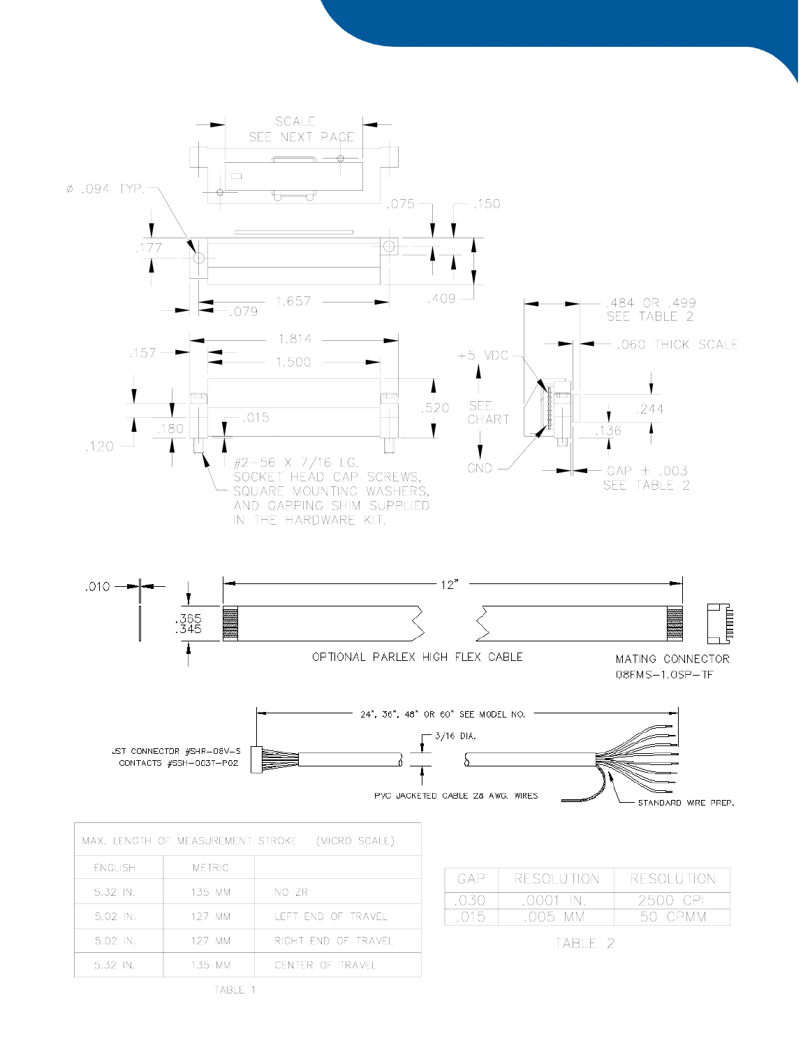SCALE
SEE NEXT PAGE

Ø .094 TYP.

.177

.075

.150

.409

.079

1.657

1.814

.157

1.500

.520

.180

.015

.120

#2-56 X 7/16 LG.
SOCKET HEAD CAP SCREWS,
SQUARE MOUNTING WASHERS,
AND GAPPING SHIM SUPPLIED
IN THE HARDWARE KIT.

.484 OR .499
SEE TABLE 2

.060 THICK SCALE

+5 VDC

SEE
CHART

GND

.244

.136

GAP ± .003
SEE TABLE 2

.010

.365
.345

12"

OPTIONAL PARLEX HIGH FLEX CABLE

MATING CONNECTOR
08FMS-1.0SP-TF

24", 36", 48" OR 60" SEE MODEL NO.

JST CONNECTOR #SHR-08V-S
CONTACTS #SSH-003T-P02

3/16 DIA.

PVC JACKETED CABLE 28 AWG. WIRES

STANDARD WIRE PREP.

| MAX. LENGTH OF MEASUREMENT STROKE (MICRO SCALE) | | |
|---|---|---|
| ENGLISH | METRIC | |
| 5.32 IN. | 135 MM | NO ZR |
| 5.02 IN. | 127 MM | LEFT END OF TRAVEL |
| 5.02 IN. | 127 MM | RIGHT END OF TRAVEL |
| 5.32 IN. | 135 MM | CENTER OF TRAVEL |

TABLE 1

| GAP | RESOLUTION | RESOLUTION |
|---|---|---|
| .030 | .0001 IN. | 2500 CPI |
| .015 | .005 MM | 50 CPMM |

TABLE 2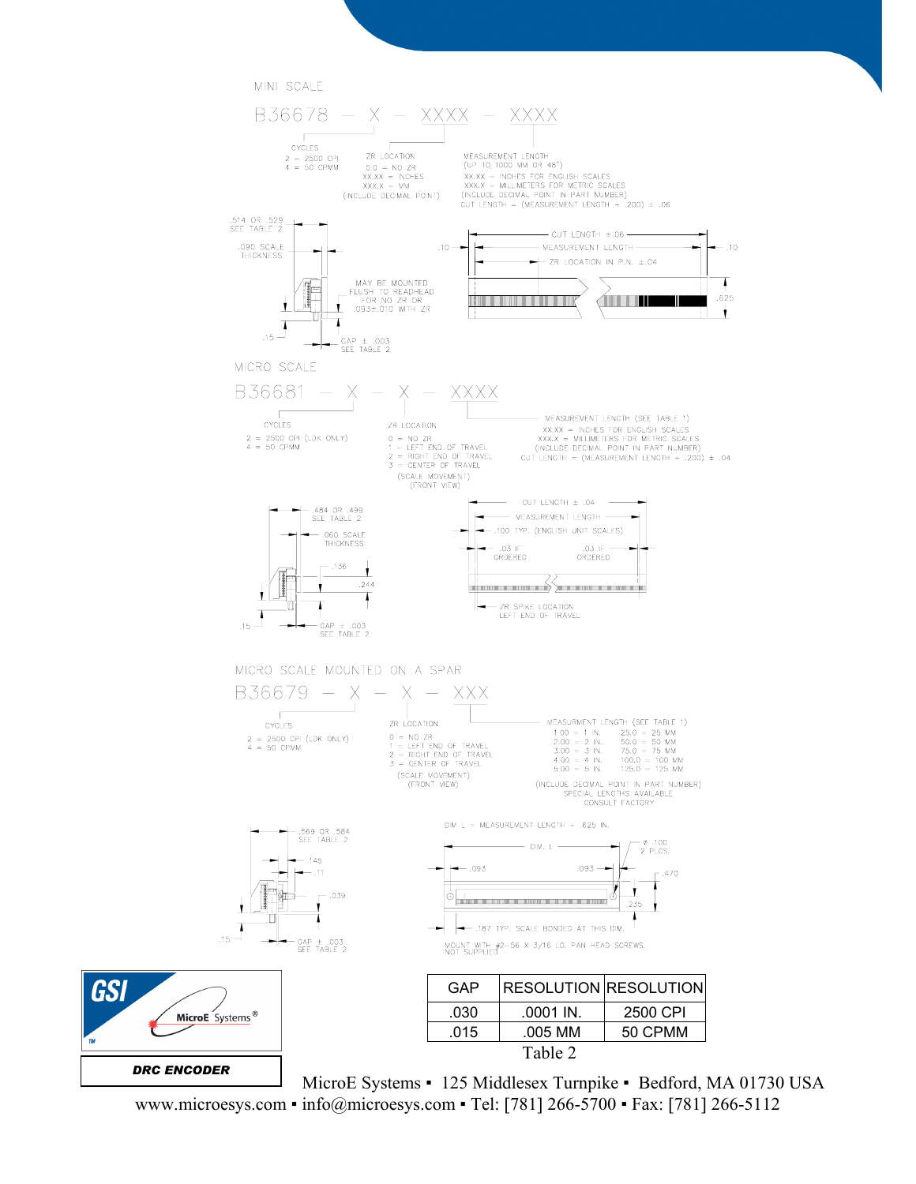## MINI SCALE

### B36678 – X – XXXX – XXXX

CYCLES
2 = 2500 CPI
4 = 50 CPMM

ZR LOCATION
0.0 = NO ZR
XX.XX = INCHES
XXX.X = MM
(INCLUDE DECIMAL POINT)

MEASUREMENT LENGTH
(UP TO 1000 MM OR 48")
XX.XX = INCHES FOR ENGLISH SCALES
XXX.X = MILLIMETERS FOR METRIC SCALES
(INCLUDE DECIMAL POINT IN PART NUMBER)
CUT LENGTH = (MEASUREMENT LENGTH + .200) ± .06

.514 OR .529
SEE TABLE 2

.090 SCALE
THICKNESS

MAY BE MOUNTED
FLUSH TO READHEAD
FOR NO ZR OR
.093±.010 WITH ZR

.15

GAP ± .003
SEE TABLE 2

CUT LENGTH ± .06
.10
MEASUREMENT LENGTH
.10
ZR LOCATION IN P.N. ± .04
.625

## MICRO SCALE

### B36681 – X – X – XXXX

CYCLES
2 = 2500 CPI (LDK ONLY)
4 = 50 CPMM

ZR LOCATION
0 = NO ZR
1 = LEFT END OF TRAVEL
2 = RIGHT END OF TRAVEL
3 = CENTER OF TRAVEL
(SCALE MOVEMENT)
(FRONT VIEW)

MEASUREMENT LENGTH (SEE TABLE 1)
XX.XX = INCHES FOR ENGLISH SCALES
XXX.X = MILLIMETERS FOR METRIC SCALES
(INCLUDE DECIMAL POINT IN PART NUMBER)
CUT LENGTH = (MEASUREMENT LENGTH + .200) ± .04

.484 OR .499
SEE TABLE 2

.060 SCALE
THICKNESS

.136
.244
.15

GAP ± .003
SEE TABLE 2

CUT LENGTH ± .04
MEASUREMENT LENGTH
.100 TYP. (ENGLISH UNIT SCALES)
.03 IF ORDERED
.03 IF ORDERED
ZR SPIKE LOCATION
LEFT END OF TRAVEL

## MICRO SCALE MOUNTED ON A SPAR

### B36679 – X – X – XXX

CYCLES
2 = 2500 CPI (LDK ONLY)
4 = 50 CPMM

ZR LOCATION
0 = NO ZR
1 = LEFT END OF TRAVEL
2 = RIGHT END OF TRAVEL
3 = CENTER OF TRAVEL
(SCALE MOVEMENT)
(FRONT VIEW)

MEASURMENT LENGTH (SEE TABLE 1)
1.00 = 1 IN. 25.0 = 25 MM
2.00 = 2 IN. 50.0 = 50 MM
3.00 = 3 IN. 75.0 = 75 MM
4.00 = 4 IN. 100.0 = 100 MM
5.00 = 5 IN. 125.0 = 125 MM
(INCLUDE DECIMAL POINT IN PART NUMBER)
SPECIAL LENGTHS AVAILABLE
CONSULT FACTORY

.569 OR .584
SEE TABLE 2
.145
.11
.039
.15
GAP ± .003
SEE TABLE 2

DIM L = MEASUREMENT LENGTH + .625 IN.
DIM. L
Ø .100
2 PLCS.
.093
.093
.470
.235
.187 TYP. SCALE BONDED AT THIS DIM.
MOUNT WITH #2-56 X 3/16 LG. PAN HEAD SCREWS.
NOT SUPPLIED

| GAP | RESOLUTION | RESOLUTION |
|---|---|---|
| .030 | .0001 IN. | 2500 CPI |
| .015 | .005 MM | 50 CPMM |

Table 2

GSI MicroE Systems®

**DRC ENCODER**

MicroE Systems ▪ 125 Middlesex Turnpike ▪ Bedford, MA 01730 USA
www.microesys.com ▪ info@microesys.com ▪ Tel: [781] 266-5700 ▪ Fax: [781] 266-5112